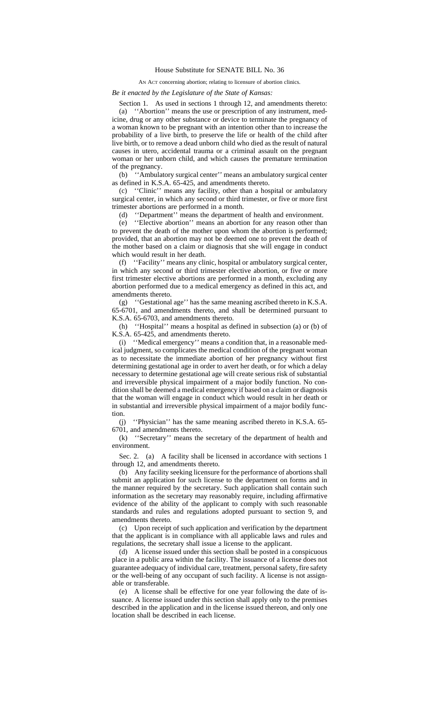House Substitute for SENATE BILL No. 36

AN ACT concerning abortion; relating to licensure of abortion clinics.

*Be it enacted by the Legislature of the State of Kansas:*

Section 1. As used in sections 1 through 12, and amendments thereto:

(a) ''Abortion'' means the use or prescription of any instrument, medicine, drug or any other substance or device to terminate the pregnancy of a woman known to be pregnant with an intention other than to increase the probability of a live birth, to preserve the life or health of the child after live birth, or to remove a dead unborn child who died as the result of natural causes in utero, accidental trauma or a criminal assault on the pregnant woman or her unborn child, and which causes the premature termination of the pregnancy.

(b) ''Ambulatory surgical center'' means an ambulatory surgical center as defined in K.S.A. 65-425, and amendments thereto.

(c) ''Clinic'' means any facility, other than a hospital or ambulatory surgical center, in which any second or third trimester, or five or more first trimester abortions are performed in a month.

(d) ''Department'' means the department of health and environment.

(e) ''Elective abortion'' means an abortion for any reason other than to prevent the death of the mother upon whom the abortion is performed; provided, that an abortion may not be deemed one to prevent the death of the mother based on a claim or diagnosis that she will engage in conduct which would result in her death.

(f) ''Facility'' means any clinic, hospital or ambulatory surgical center, in which any second or third trimester elective abortion, or five or more first trimester elective abortions are performed in a month, excluding any abortion performed due to a medical emergency as defined in this act, and amendments thereto.

(g) ''Gestational age'' has the same meaning ascribed thereto in K.S.A. 65-6701, and amendments thereto, and shall be determined pursuant to K.S.A. 65-6703, and amendments thereto.

(h) ''Hospital'' means a hospital as defined in subsection (a) or (b) of K.S.A. 65-425, and amendments thereto.

(i) ''Medical emergency'' means a condition that, in a reasonable medical judgment, so complicates the medical condition of the pregnant woman as to necessitate the immediate abortion of her pregnancy without first determining gestational age in order to avert her death, or for which a delay necessary to determine gestational age will create serious risk of substantial and irreversible physical impairment of a major bodily function. No condition shall be deemed a medical emergency if based on a claim or diagnosis that the woman will engage in conduct which would result in her death or in substantial and irreversible physical impairment of a major bodily function.

(j) ''Physician'' has the same meaning ascribed thereto in K.S.A. 65-6701, and amendments thereto.

(k) ''Secretary'' means the secretary of the department of health and environment.

Sec. 2. (a) A facility shall be licensed in accordance with sections 1 through 12, and amendments thereto.

(b) Any facility seeking licensure for the performance of abortions shall submit an application for such license to the department on forms and in the manner required by the secretary. Such application shall contain such information as the secretary may reasonably require, including affirmative evidence of the ability of the applicant to comply with such reasonable standards and rules and regulations adopted pursuant to section 9, and amendments thereto.

(c) Upon receipt of such application and verification by the department that the applicant is in compliance with all applicable laws and rules and regulations, the secretary shall issue a license to the applicant.

(d) A license issued under this section shall be posted in a conspicuous place in a public area within the facility. The issuance of a license does not guarantee adequacy of individual care, treatment, personal safety, fire safety or the well-being of any occupant of such facility. A license is not assignable or transferable.

(e) A license shall be effective for one year following the date of issuance. A license issued under this section shall apply only to the premises described in the application and in the license issued thereon, and only one location shall be described in each license.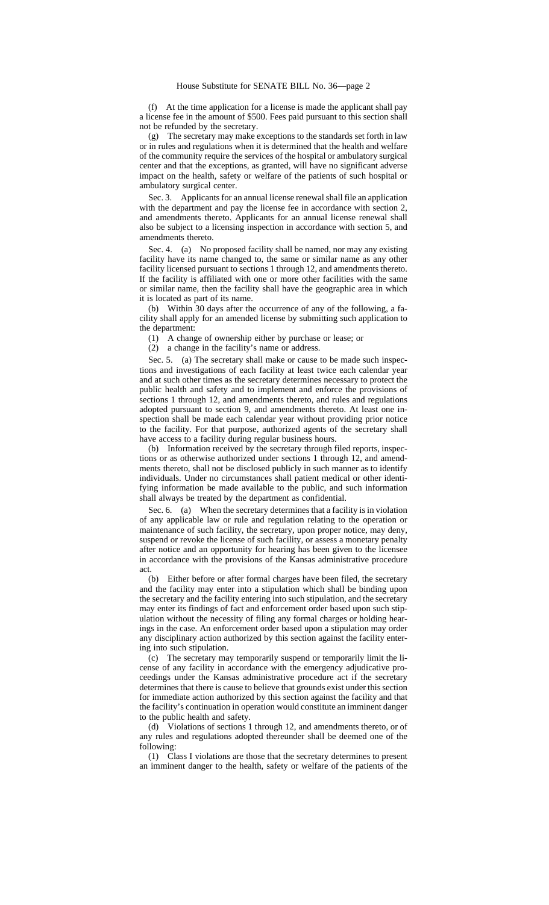(f) At the time application for a license is made the applicant shall pay a license fee in the amount of $500. Fees paid pursuant to this section shall not be refunded by the secretary.

(g) The secretary may make exceptions to the standards set forth in law or in rules and regulations when it is determined that the health and welfare of the community require the services of the hospital or ambulatory surgical center and that the exceptions, as granted, will have no significant adverse impact on the health, safety or welfare of the patients of such hospital or ambulatory surgical center.

Sec. 3. Applicants for an annual license renewal shall file an application with the department and pay the license fee in accordance with section 2, and amendments thereto. Applicants for an annual license renewal shall also be subject to a licensing inspection in accordance with section 5, and amendments thereto.

Sec. 4. (a) No proposed facility shall be named, nor may any existing facility have its name changed to, the same or similar name as any other facility licensed pursuant to sections 1 through 12, and amendments thereto. If the facility is affiliated with one or more other facilities with the same or similar name, then the facility shall have the geographic area in which it is located as part of its name.

(b) Within 30 days after the occurrence of any of the following, a facility shall apply for an amended license by submitting such application to the department:

(1) A change of ownership either by purchase or lease; or

(2) a change in the facility's name or address.

Sec. 5. (a) The secretary shall make or cause to be made such inspections and investigations of each facility at least twice each calendar year and at such other times as the secretary determines necessary to protect the public health and safety and to implement and enforce the provisions of sections 1 through 12, and amendments thereto, and rules and regulations adopted pursuant to section 9, and amendments thereto. At least one inspection shall be made each calendar year without providing prior notice to the facility. For that purpose, authorized agents of the secretary shall have access to a facility during regular business hours.

(b) Information received by the secretary through filed reports, inspections or as otherwise authorized under sections 1 through 12, and amendments thereto, shall not be disclosed publicly in such manner as to identify individuals. Under no circumstances shall patient medical or other identifying information be made available to the public, and such information shall always be treated by the department as confidential.

Sec. 6. (a) When the secretary determines that a facility is in violation of any applicable law or rule and regulation relating to the operation or maintenance of such facility, the secretary, upon proper notice, may deny, suspend or revoke the license of such facility, or assess a monetary penalty after notice and an opportunity for hearing has been given to the licensee in accordance with the provisions of the Kansas administrative procedure act.

(b) Either before or after formal charges have been filed, the secretary and the facility may enter into a stipulation which shall be binding upon the secretary and the facility entering into such stipulation, and the secretary may enter its findings of fact and enforcement order based upon such stipulation without the necessity of filing any formal charges or holding hearings in the case. An enforcement order based upon a stipulation may order any disciplinary action authorized by this section against the facility entering into such stipulation.

(c) The secretary may temporarily suspend or temporarily limit the license of any facility in accordance with the emergency adjudicative proceedings under the Kansas administrative procedure act if the secretary determines that there is cause to believe that grounds exist under this section for immediate action authorized by this section against the facility and that the facility's continuation in operation would constitute an imminent danger to the public health and safety.

(d) Violations of sections 1 through 12, and amendments thereto, or of any rules and regulations adopted thereunder shall be deemed one of the following:

(1) Class I violations are those that the secretary determines to present an imminent danger to the health, safety or welfare of the patients of the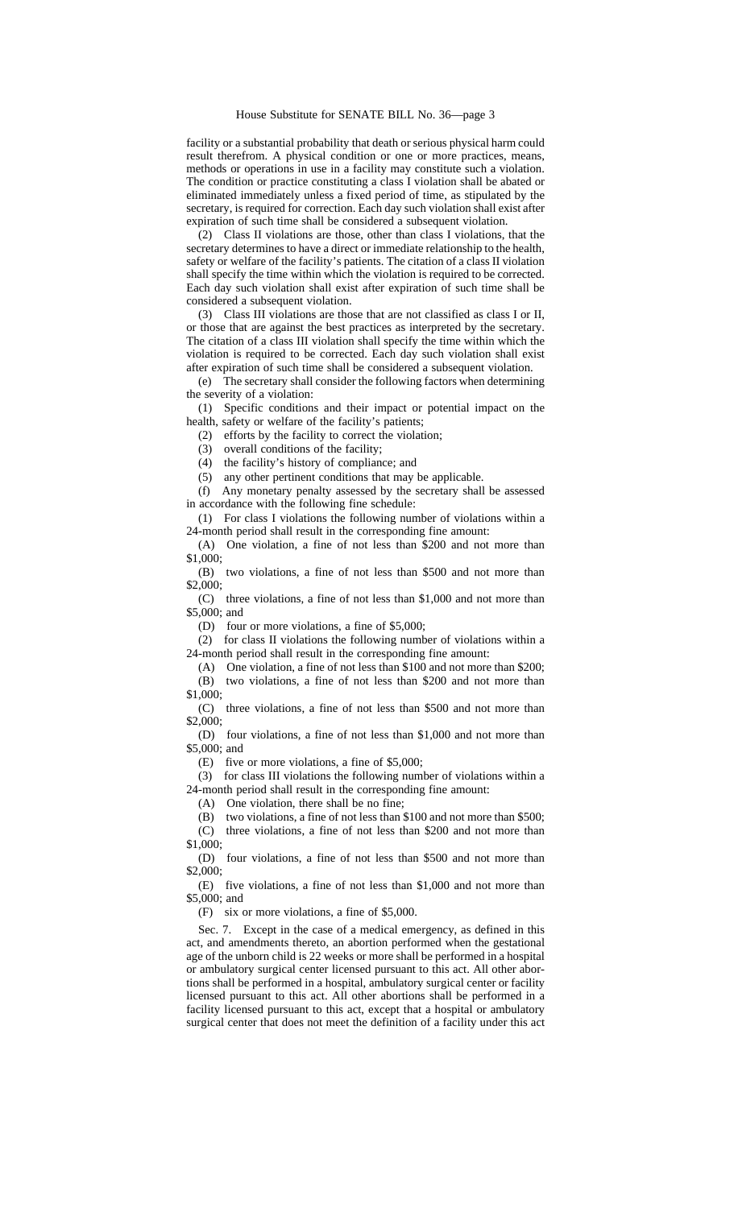facility or a substantial probability that death or serious physical harm could result therefrom. A physical condition or one or more practices, means, methods or operations in use in a facility may constitute such a violation. The condition or practice constituting a class I violation shall be abated or eliminated immediately unless a fixed period of time, as stipulated by the secretary, is required for correction. Each day such violation shall exist after expiration of such time shall be considered a subsequent violation.

(2) Class II violations are those, other than class I violations, that the secretary determines to have a direct or immediate relationship to the health, safety or welfare of the facility's patients. The citation of a class II violation shall specify the time within which the violation is required to be corrected. Each day such violation shall exist after expiration of such time shall be considered a subsequent violation.

(3) Class III violations are those that are not classified as class I or II, or those that are against the best practices as interpreted by the secretary. The citation of a class III violation shall specify the time within which the violation is required to be corrected. Each day such violation shall exist after expiration of such time shall be considered a subsequent violation.

(e) The secretary shall consider the following factors when determining the severity of a violation:

(1) Specific conditions and their impact or potential impact on the health, safety or welfare of the facility's patients;

(2) efforts by the facility to correct the violation;

(3) overall conditions of the facility;

(4) the facility's history of compliance; and

(5) any other pertinent conditions that may be applicable.

(f) Any monetary penalty assessed by the secretary shall be assessed in accordance with the following fine schedule:

(1) For class I violations the following number of violations within a 24-month period shall result in the corresponding fine amount:

(A) One violation, a fine of not less than $200 and not more than $1,000;

(B) two violations, a fine of not less than $500 and not more than $2,000;

(C) three violations, a fine of not less than $1,000 and not more than $5,000; and

(D) four or more violations, a fine of $5,000;

(2) for class II violations the following number of violations within a 24-month period shall result in the corresponding fine amount:

(A) One violation, a fine of not less than $100 and not more than $200;

(B) two violations, a fine of not less than $200 and not more than $1,000;

(C) three violations, a fine of not less than $500 and not more than $2,000;

(D) four violations, a fine of not less than $1,000 and not more than $5,000; and

(E) five or more violations, a fine of $5,000;

(3) for class III violations the following number of violations within a 24-month period shall result in the corresponding fine amount:

(A) One violation, there shall be no fine;

(B) two violations, a fine of not less than $100 and not more than $500;

(C) three violations, a fine of not less than $200 and not more than $1,000;

(D) four violations, a fine of not less than $500 and not more than $2,000;

(E) five violations, a fine of not less than $1,000 and not more than $5,000; and

(F) six or more violations, a fine of $5,000.

Sec. 7. Except in the case of a medical emergency, as defined in this act, and amendments thereto, an abortion performed when the gestational age of the unborn child is 22 weeks or more shall be performed in a hospital or ambulatory surgical center licensed pursuant to this act. All other abortions shall be performed in a hospital, ambulatory surgical center or facility licensed pursuant to this act. All other abortions shall be performed in a facility licensed pursuant to this act, except that a hospital or ambulatory surgical center that does not meet the definition of a facility under this act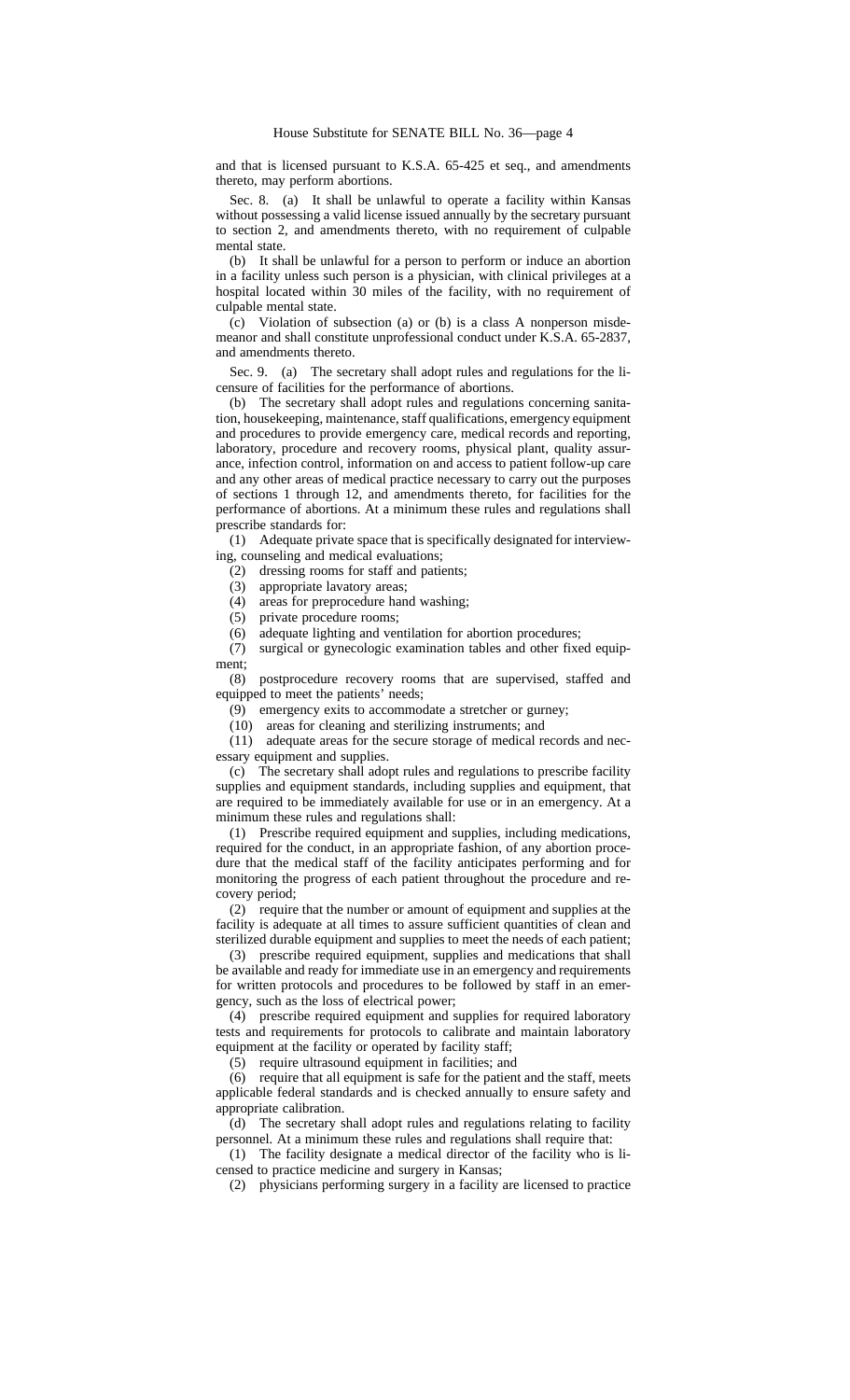and that is licensed pursuant to K.S.A. 65-425 et seq., and amendments thereto, may perform abortions.

Sec. 8. (a) It shall be unlawful to operate a facility within Kansas without possessing a valid license issued annually by the secretary pursuant to section 2, and amendments thereto, with no requirement of culpable mental state.

(b) It shall be unlawful for a person to perform or induce an abortion in a facility unless such person is a physician, with clinical privileges at a hospital located within 30 miles of the facility, with no requirement of culpable mental state.

(c) Violation of subsection (a) or (b) is a class A nonperson misdemeanor and shall constitute unprofessional conduct under K.S.A. 65-2837, and amendments thereto.

Sec. 9. (a) The secretary shall adopt rules and regulations for the licensure of facilities for the performance of abortions.

(b) The secretary shall adopt rules and regulations concerning sanitation, housekeeping, maintenance, staff qualifications, emergency equipment and procedures to provide emergency care, medical records and reporting, laboratory, procedure and recovery rooms, physical plant, quality assurance, infection control, information on and access to patient follow-up care and any other areas of medical practice necessary to carry out the purposes of sections 1 through 12, and amendments thereto, for facilities for the performance of abortions. At a minimum these rules and regulations shall prescribe standards for:

(1) Adequate private space that is specifically designated for interviewing, counseling and medical evaluations;

(2) dressing rooms for staff and patients;

(3) appropriate lavatory areas;

(4) areas for preprocedure hand washing;

(5) private procedure rooms;

(6) adequate lighting and ventilation for abortion procedures;

(7) surgical or gynecologic examination tables and other fixed equipment;

(8) postprocedure recovery rooms that are supervised, staffed and equipped to meet the patients' needs;

(9) emergency exits to accommodate a stretcher or gurney;

(10) areas for cleaning and sterilizing instruments; and

(11) adequate areas for the secure storage of medical records and necessary equipment and supplies.

(c) The secretary shall adopt rules and regulations to prescribe facility supplies and equipment standards, including supplies and equipment, that are required to be immediately available for use or in an emergency. At a minimum these rules and regulations shall:

(1) Prescribe required equipment and supplies, including medications, required for the conduct, in an appropriate fashion, of any abortion procedure that the medical staff of the facility anticipates performing and for monitoring the progress of each patient throughout the procedure and recovery period;

(2) require that the number or amount of equipment and supplies at the facility is adequate at all times to assure sufficient quantities of clean and sterilized durable equipment and supplies to meet the needs of each patient;

(3) prescribe required equipment, supplies and medications that shall be available and ready for immediate use in an emergency and requirements for written protocols and procedures to be followed by staff in an emergency, such as the loss of electrical power;

(4) prescribe required equipment and supplies for required laboratory tests and requirements for protocols to calibrate and maintain laboratory equipment at the facility or operated by facility staff;

(5) require ultrasound equipment in facilities; and

(6) require that all equipment is safe for the patient and the staff, meets applicable federal standards and is checked annually to ensure safety and appropriate calibration.

(d) The secretary shall adopt rules and regulations relating to facility personnel. At a minimum these rules and regulations shall require that:

(1) The facility designate a medical director of the facility who is licensed to practice medicine and surgery in Kansas;

(2) physicians performing surgery in a facility are licensed to practice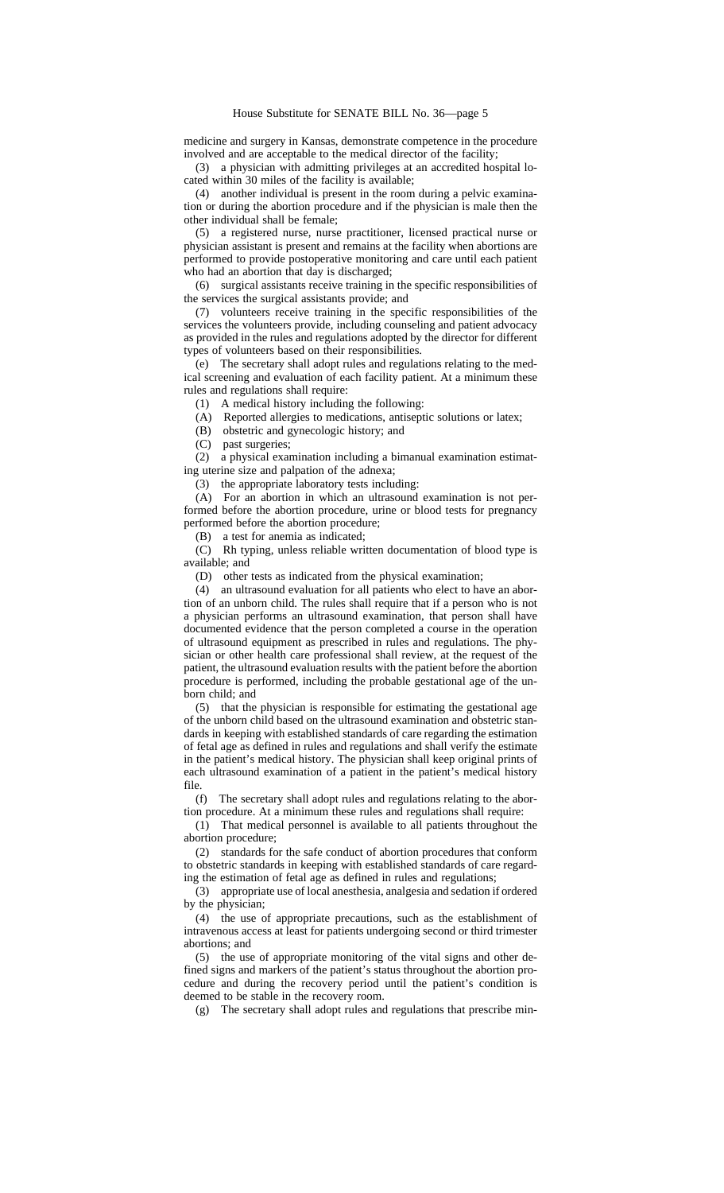medicine and surgery in Kansas, demonstrate competence in the procedure involved and are acceptable to the medical director of the facility;

(3) a physician with admitting privileges at an accredited hospital located within 30 miles of the facility is available;

(4) another individual is present in the room during a pelvic examination or during the abortion procedure and if the physician is male then the other individual shall be female;

(5) a registered nurse, nurse practitioner, licensed practical nurse or physician assistant is present and remains at the facility when abortions are performed to provide postoperative monitoring and care until each patient who had an abortion that day is discharged;

(6) surgical assistants receive training in the specific responsibilities of the services the surgical assistants provide; and

(7) volunteers receive training in the specific responsibilities of the services the volunteers provide, including counseling and patient advocacy as provided in the rules and regulations adopted by the director for different types of volunteers based on their responsibilities.

(e) The secretary shall adopt rules and regulations relating to the medical screening and evaluation of each facility patient. At a minimum these rules and regulations shall require:

(1) A medical history including the following:

(A) Reported allergies to medications, antiseptic solutions or latex;

(B) obstetric and gynecologic history; and

(C) past surgeries;

(2) a physical examination including a bimanual examination estimating uterine size and palpation of the adnexa;

(3) the appropriate laboratory tests including:

(A) For an abortion in which an ultrasound examination is not performed before the abortion procedure, urine or blood tests for pregnancy performed before the abortion procedure;

(B) a test for anemia as indicated;

(C) Rh typing, unless reliable written documentation of blood type is available; and

(D) other tests as indicated from the physical examination;

(4) an ultrasound evaluation for all patients who elect to have an abortion of an unborn child. The rules shall require that if a person who is not a physician performs an ultrasound examination, that person shall have documented evidence that the person completed a course in the operation of ultrasound equipment as prescribed in rules and regulations. The physician or other health care professional shall review, at the request of the patient, the ultrasound evaluation results with the patient before the abortion procedure is performed, including the probable gestational age of the unborn child; and

(5) that the physician is responsible for estimating the gestational age of the unborn child based on the ultrasound examination and obstetric standards in keeping with established standards of care regarding the estimation of fetal age as defined in rules and regulations and shall verify the estimate in the patient's medical history. The physician shall keep original prints of each ultrasound examination of a patient in the patient's medical history file.

(f) The secretary shall adopt rules and regulations relating to the abortion procedure. At a minimum these rules and regulations shall require:

(1) That medical personnel is available to all patients throughout the abortion procedure;

(2) standards for the safe conduct of abortion procedures that conform to obstetric standards in keeping with established standards of care regarding the estimation of fetal age as defined in rules and regulations;

(3) appropriate use of local anesthesia, analgesia and sedation if ordered by the physician;

(4) the use of appropriate precautions, such as the establishment of intravenous access at least for patients undergoing second or third trimester abortions; and

(5) the use of appropriate monitoring of the vital signs and other defined signs and markers of the patient's status throughout the abortion procedure and during the recovery period until the patient's condition is deemed to be stable in the recovery room.

(g) The secretary shall adopt rules and regulations that prescribe min-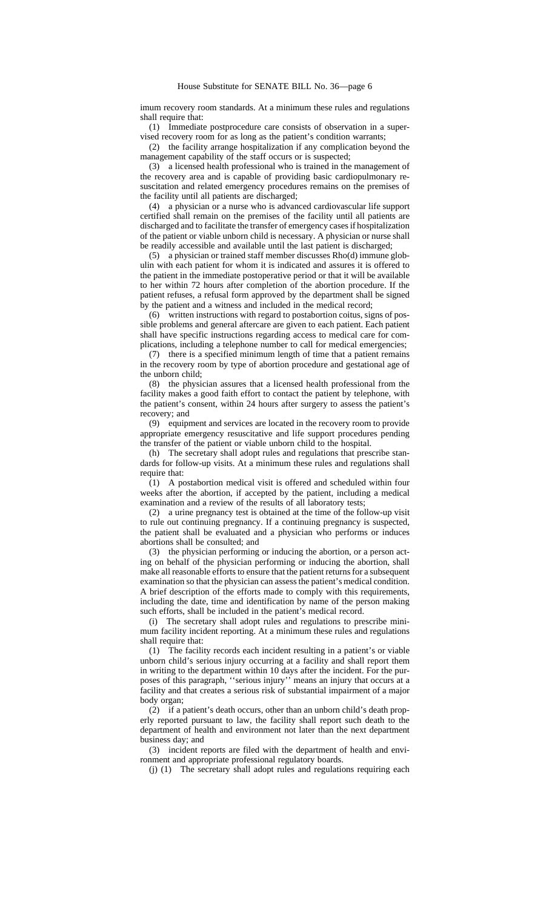imum recovery room standards. At a minimum these rules and regulations shall require that:

(1) Immediate postprocedure care consists of observation in a supervised recovery room for as long as the patient's condition warrants;

(2) the facility arrange hospitalization if any complication beyond the management capability of the staff occurs or is suspected;

(3) a licensed health professional who is trained in the management of the recovery area and is capable of providing basic cardiopulmonary resuscitation and related emergency procedures remains on the premises of the facility until all patients are discharged;

(4) a physician or a nurse who is advanced cardiovascular life support certified shall remain on the premises of the facility until all patients are discharged and to facilitate the transfer of emergency cases if hospitalization of the patient or viable unborn child is necessary. A physician or nurse shall be readily accessible and available until the last patient is discharged;

(5) a physician or trained staff member discusses Rho(d) immune globulin with each patient for whom it is indicated and assures it is offered to the patient in the immediate postoperative period or that it will be available to her within 72 hours after completion of the abortion procedure. If the patient refuses, a refusal form approved by the department shall be signed by the patient and a witness and included in the medical record;

(6) written instructions with regard to postabortion coitus, signs of possible problems and general aftercare are given to each patient. Each patient shall have specific instructions regarding access to medical care for complications, including a telephone number to call for medical emergencies;

(7) there is a specified minimum length of time that a patient remains in the recovery room by type of abortion procedure and gestational age of the unborn child;

(8) the physician assures that a licensed health professional from the facility makes a good faith effort to contact the patient by telephone, with the patient's consent, within 24 hours after surgery to assess the patient's recovery; and

(9) equipment and services are located in the recovery room to provide appropriate emergency resuscitative and life support procedures pending the transfer of the patient or viable unborn child to the hospital.

(h) The secretary shall adopt rules and regulations that prescribe standards for follow-up visits. At a minimum these rules and regulations shall require that:

(1) A postabortion medical visit is offered and scheduled within four weeks after the abortion, if accepted by the patient, including a medical examination and a review of the results of all laboratory tests;

(2) a urine pregnancy test is obtained at the time of the follow-up visit to rule out continuing pregnancy. If a continuing pregnancy is suspected, the patient shall be evaluated and a physician who performs or induces abortions shall be consulted; and

(3) the physician performing or inducing the abortion, or a person acting on behalf of the physician performing or inducing the abortion, shall make all reasonable efforts to ensure that the patient returns for a subsequent examination so that the physician can assess the patient's medical condition. A brief description of the efforts made to comply with this requirements, including the date, time and identification by name of the person making such efforts, shall be included in the patient's medical record.

(i) The secretary shall adopt rules and regulations to prescribe minimum facility incident reporting. At a minimum these rules and regulations shall require that:

(1) The facility records each incident resulting in a patient's or viable unborn child's serious injury occurring at a facility and shall report them in writing to the department within 10 days after the incident. For the purposes of this paragraph, ''serious injury'' means an injury that occurs at a facility and that creates a serious risk of substantial impairment of a major body organ;

(2) if a patient's death occurs, other than an unborn child's death properly reported pursuant to law, the facility shall report such death to the department of health and environment not later than the next department business day; and

(3) incident reports are filed with the department of health and environment and appropriate professional regulatory boards.

(j) (1) The secretary shall adopt rules and regulations requiring each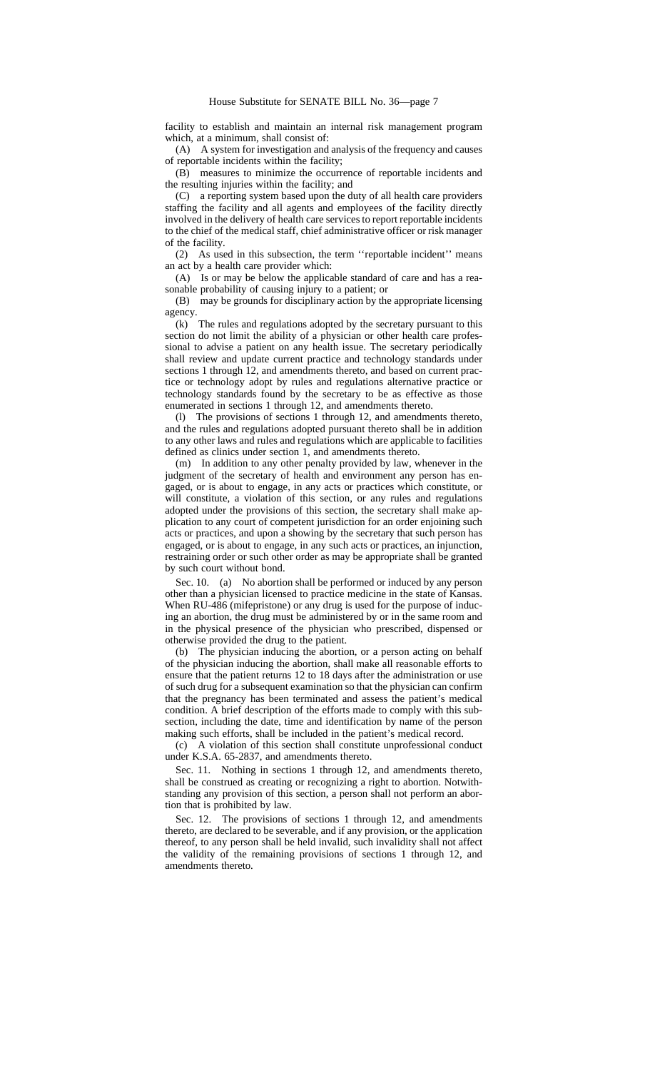facility to establish and maintain an internal risk management program which, at a minimum, shall consist of:

(A) A system for investigation and analysis of the frequency and causes of reportable incidents within the facility;

(B) measures to minimize the occurrence of reportable incidents and the resulting injuries within the facility; and

(C) a reporting system based upon the duty of all health care providers staffing the facility and all agents and employees of the facility directly involved in the delivery of health care services to report reportable incidents to the chief of the medical staff, chief administrative officer or risk manager of the facility.

(2) As used in this subsection, the term ''reportable incident'' means an act by a health care provider which:

(A) Is or may be below the applicable standard of care and has a reasonable probability of causing injury to a patient; or

(B) may be grounds for disciplinary action by the appropriate licensing agency.

(k) The rules and regulations adopted by the secretary pursuant to this section do not limit the ability of a physician or other health care professional to advise a patient on any health issue. The secretary periodically shall review and update current practice and technology standards under sections 1 through 12, and amendments thereto, and based on current practice or technology adopt by rules and regulations alternative practice or technology standards found by the secretary to be as effective as those enumerated in sections 1 through 12, and amendments thereto.

(l) The provisions of sections 1 through 12, and amendments thereto, and the rules and regulations adopted pursuant thereto shall be in addition to any other laws and rules and regulations which are applicable to facilities defined as clinics under section 1, and amendments thereto.

(m) In addition to any other penalty provided by law, whenever in the judgment of the secretary of health and environment any person has engaged, or is about to engage, in any acts or practices which constitute, or will constitute, a violation of this section, or any rules and regulations adopted under the provisions of this section, the secretary shall make application to any court of competent jurisdiction for an order enjoining such acts or practices, and upon a showing by the secretary that such person has engaged, or is about to engage, in any such acts or practices, an injunction, restraining order or such other order as may be appropriate shall be granted by such court without bond.

Sec. 10. (a) No abortion shall be performed or induced by any person other than a physician licensed to practice medicine in the state of Kansas. When RU-486 (mifepristone) or any drug is used for the purpose of inducing an abortion, the drug must be administered by or in the same room and in the physical presence of the physician who prescribed, dispensed or otherwise provided the drug to the patient.

(b) The physician inducing the abortion, or a person acting on behalf of the physician inducing the abortion, shall make all reasonable efforts to ensure that the patient returns 12 to 18 days after the administration or use of such drug for a subsequent examination so that the physician can confirm that the pregnancy has been terminated and assess the patient's medical condition. A brief description of the efforts made to comply with this subsection, including the date, time and identification by name of the person making such efforts, shall be included in the patient's medical record.

(c) A violation of this section shall constitute unprofessional conduct under K.S.A. 65-2837, and amendments thereto.

Sec. 11. Nothing in sections 1 through 12, and amendments thereto, shall be construed as creating or recognizing a right to abortion. Notwithstanding any provision of this section, a person shall not perform an abortion that is prohibited by law.

Sec. 12. The provisions of sections 1 through 12, and amendments thereto, are declared to be severable, and if any provision, or the application thereof, to any person shall be held invalid, such invalidity shall not affect the validity of the remaining provisions of sections 1 through 12, and amendments thereto.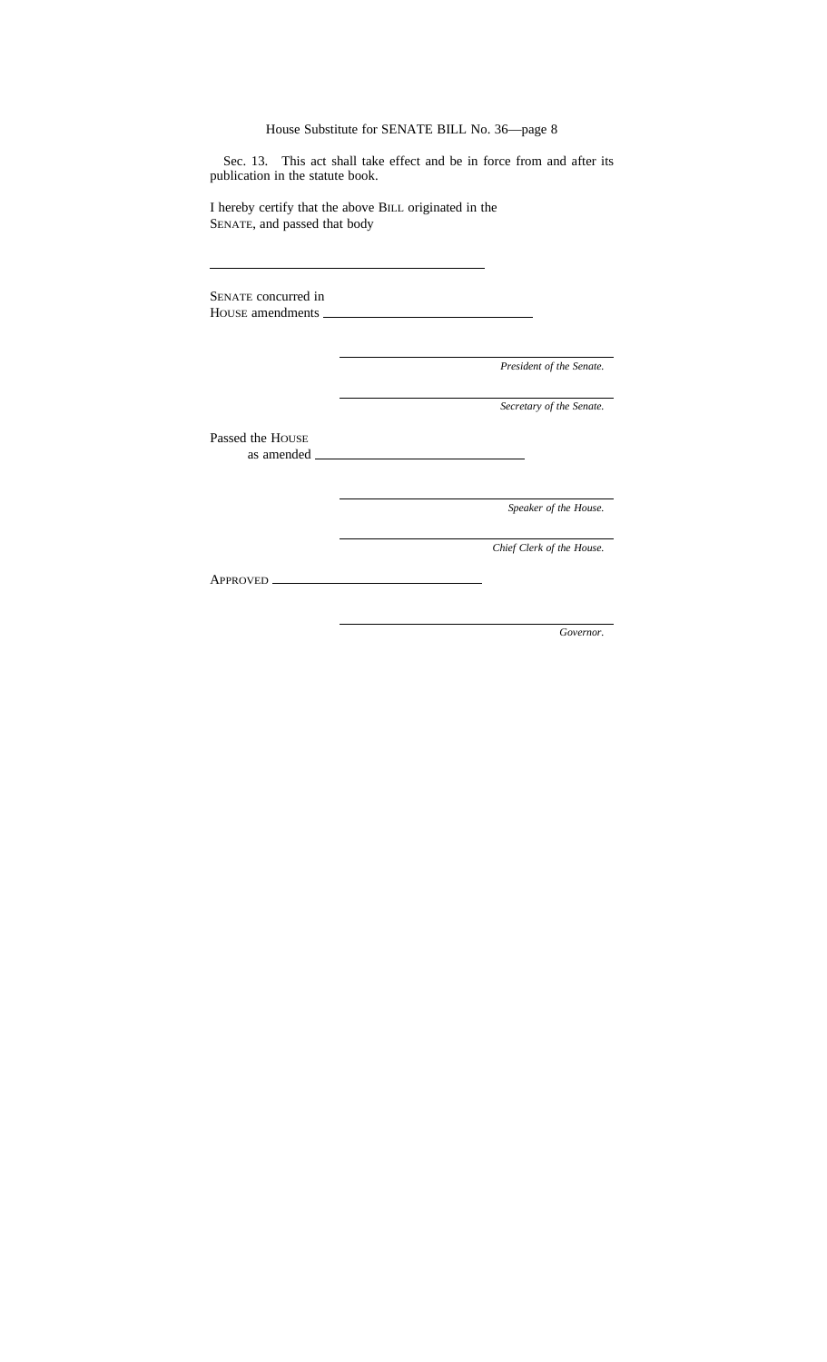Sec. 13. This act shall take effect and be in force from and after its publication in the statute book.

I hereby certify that the above BILL originated in the SENATE, and passed that body

\_\_\_\_\_\_\_\_\_\_\_\_\_\_\_\_\_\_\_\_\_\_\_\_\_\_\_\_\_\_\_\_\_\_\_\_\_\_\_\_

SENATE concurred in
HOUSE amendments \_\_\_\_\_\_\_\_\_\_\_\_\_\_\_\_\_\_\_\_\_\_\_\_\_\_\_\_\_\_\_\_

\_\_\_\_\_\_\_\_\_\_\_\_\_\_\_\_\_\_\_\_\_\_\_\_\_\_\_\_\_\_\_\_\_\_\_\_\_\_\_\_
*President of the Senate.*

\_\_\_\_\_\_\_\_\_\_\_\_\_\_\_\_\_\_\_\_\_\_\_\_\_\_\_\_\_\_\_\_\_\_\_\_\_\_\_\_
*Secretary of the Senate.*

Passed the HOUSE
as amended \_\_\_\_\_\_\_\_\_\_\_\_\_\_\_\_\_\_\_\_\_\_\_\_\_\_\_\_\_\_\_\_

\_\_\_\_\_\_\_\_\_\_\_\_\_\_\_\_\_\_\_\_\_\_\_\_\_\_\_\_\_\_\_\_\_\_\_\_\_\_\_\_
*Speaker of the House.*

\_\_\_\_\_\_\_\_\_\_\_\_\_\_\_\_\_\_\_\_\_\_\_\_\_\_\_\_\_\_\_\_\_\_\_\_\_\_\_\_
*Chief Clerk of the House.*

APPROVED \_\_\_\_\_\_\_\_\_\_\_\_\_\_\_\_\_\_\_\_\_\_\_\_\_\_\_\_\_\_\_\_

\_\_\_\_\_\_\_\_\_\_\_\_\_\_\_\_\_\_\_\_\_\_\_\_\_\_\_\_\_\_\_\_\_\_\_\_\_\_\_\_
*Governor.*